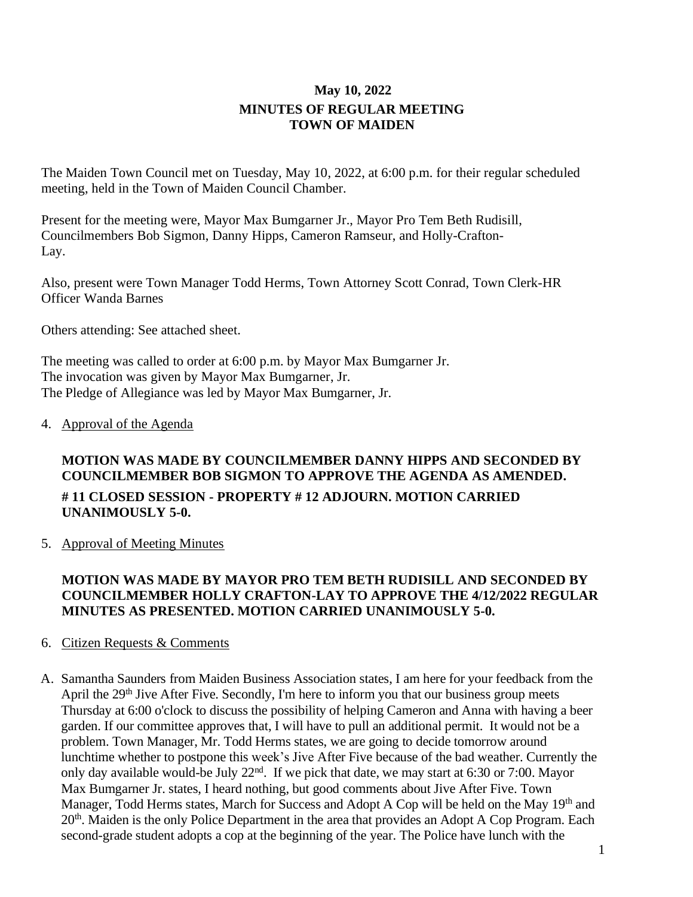## May 10, 2022

## MINUTES OF REGULAR MEETING
## TOWN OF MAIDEN

The Maiden Town Council met on Tuesday, May 10, 2022, at 6:00 p.m. for their regular scheduled meeting, held in the Town of Maiden Council Chamber.

Present for the meeting were, Mayor Max Bumgarner Jr., Mayor Pro Tem Beth Rudisill, Councilmembers Bob Sigmon, Danny Hipps, Cameron Ramseur, and Holly-Crafton-Lay.

Also, present were Town Manager Todd Herms, Town Attorney Scott Conrad, Town Clerk-HR Officer Wanda Barnes

Others attending: See attached sheet.

The meeting was called to order at 6:00 p.m. by Mayor Max Bumgarner Jr.
The invocation was given by Mayor Max Bumgarner, Jr.
The Pledge of Allegiance was led by Mayor Max Bumgarner, Jr.

4. Approval of the Agenda

**MOTION WAS MADE BY COUNCILMEMBER DANNY HIPPS AND SECONDED BY COUNCILMEMBER BOB SIGMON TO APPROVE THE AGENDA AS AMENDED.**

**# 11 CLOSED SESSION - PROPERTY # 12 ADJOURN. MOTION CARRIED UNANIMOUSLY 5-0.**

5. Approval of Meeting Minutes

**MOTION WAS MADE BY MAYOR PRO TEM BETH RUDISILL AND SECONDED BY COUNCILMEMBER HOLLY CRAFTON-LAY TO APPROVE THE 4/12/2022 REGULAR MINUTES AS PRESENTED. MOTION CARRIED UNANIMOUSLY 5-0.**

6. Citizen Requests & Comments

A. Samantha Saunders from Maiden Business Association states, I am here for your feedback from the April the 29th Jive After Five. Secondly, I'm here to inform you that our business group meets Thursday at 6:00 o'clock to discuss the possibility of helping Cameron and Anna with having a beer garden. If our committee approves that, I will have to pull an additional permit. It would not be a problem. Town Manager, Mr. Todd Herms states, we are going to decide tomorrow around lunchtime whether to postpone this week's Jive After Five because of the bad weather. Currently the only day available would-be July 22nd. If we pick that date, we may start at 6:30 or 7:00. Mayor Max Bumgarner Jr. states, I heard nothing, but good comments about Jive After Five. Town Manager, Todd Herms states, March for Success and Adopt A Cop will be held on the May 19th and 20th. Maiden is the only Police Department in the area that provides an Adopt A Cop Program. Each second-grade student adopts a cop at the beginning of the year. The Police have lunch with the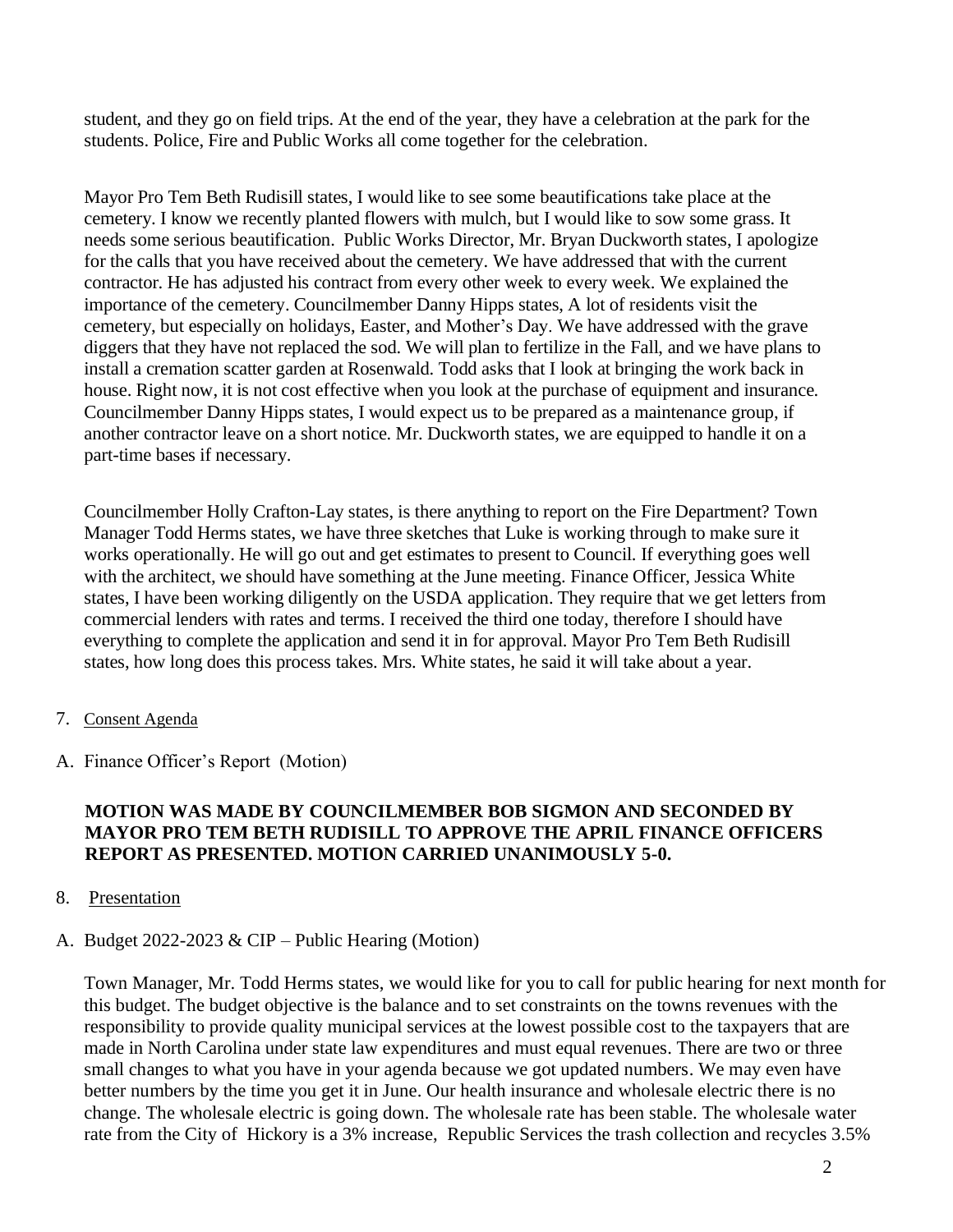student, and they go on field trips. At the end of the year, they have a celebration at the park for the students. Police, Fire and Public Works all come together for the celebration.

Mayor Pro Tem Beth Rudisill states, I would like to see some beautifications take place at the cemetery. I know we recently planted flowers with mulch, but I would like to sow some grass. It needs some serious beautification. Public Works Director, Mr. Bryan Duckworth states, I apologize for the calls that you have received about the cemetery. We have addressed that with the current contractor. He has adjusted his contract from every other week to every week. We explained the importance of the cemetery. Councilmember Danny Hipps states, A lot of residents visit the cemetery, but especially on holidays, Easter, and Mother's Day. We have addressed with the grave diggers that they have not replaced the sod. We will plan to fertilize in the Fall, and we have plans to install a cremation scatter garden at Rosenwald. Todd asks that I look at bringing the work back in house. Right now, it is not cost effective when you look at the purchase of equipment and insurance. Councilmember Danny Hipps states, I would expect us to be prepared as a maintenance group, if another contractor leave on a short notice. Mr. Duckworth states, we are equipped to handle it on a part-time bases if necessary.

Councilmember Holly Crafton-Lay states, is there anything to report on the Fire Department? Town Manager Todd Herms states, we have three sketches that Luke is working through to make sure it works operationally. He will go out and get estimates to present to Council. If everything goes well with the architect, we should have something at the June meeting. Finance Officer, Jessica White states, I have been working diligently on the USDA application. They require that we get letters from commercial lenders with rates and terms. I received the third one today, therefore I should have everything to complete the application and send it in for approval. Mayor Pro Tem Beth Rudisill states, how long does this process takes. Mrs. White states, he said it will take about a year.

7. Consent Agenda

A. Finance Officer's Report (Motion)

**MOTION WAS MADE BY COUNCILMEMBER BOB SIGMON AND SECONDED BY MAYOR PRO TEM BETH RUDISILL TO APPROVE THE APRIL FINANCE OFFICERS REPORT AS PRESENTED. MOTION CARRIED UNANIMOUSLY 5-0.**

8. Presentation

A. Budget 2022-2023 & CIP – Public Hearing (Motion)

Town Manager, Mr. Todd Herms states, we would like for you to call for public hearing for next month for this budget. The budget objective is the balance and to set constraints on the towns revenues with the responsibility to provide quality municipal services at the lowest possible cost to the taxpayers that are made in North Carolina under state law expenditures and must equal revenues. There are two or three small changes to what you have in your agenda because we got updated numbers. We may even have better numbers by the time you get it in June. Our health insurance and wholesale electric there is no change. The wholesale electric is going down. The wholesale rate has been stable. The wholesale water rate from the City of Hickory is a 3% increase, Republic Services the trash collection and recycles 3.5%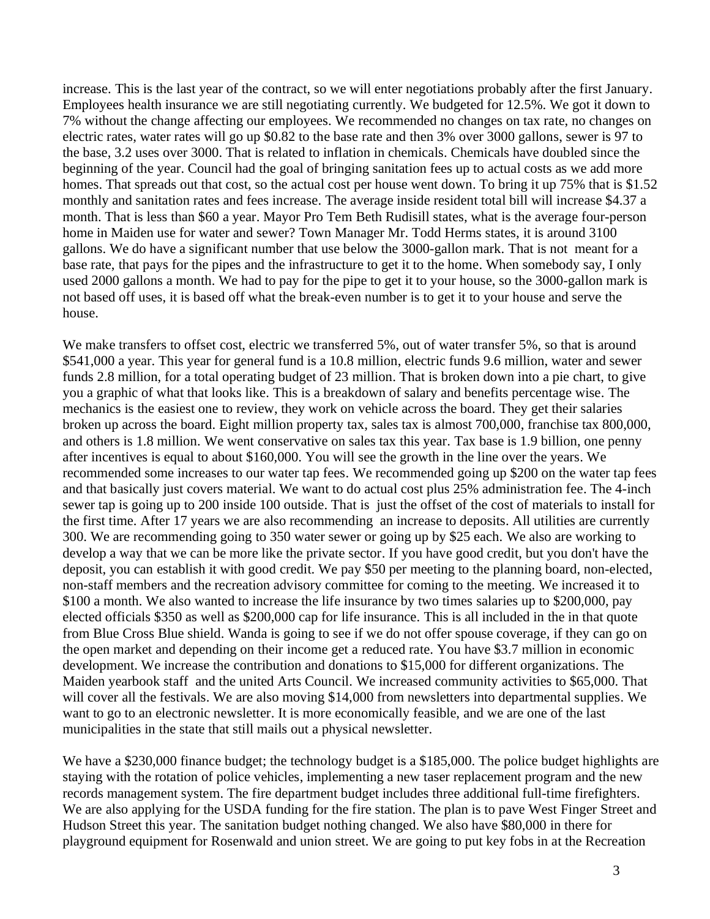increase. This is the last year of the contract, so we will enter negotiations probably after the first January. Employees health insurance we are still negotiating currently. We budgeted for 12.5%. We got it down to 7% without the change affecting our employees. We recommended no changes on tax rate, no changes on electric rates, water rates will go up $0.82 to the base rate and then 3% over 3000 gallons, sewer is 97 to the base, 3.2 uses over 3000. That is related to inflation in chemicals. Chemicals have doubled since the beginning of the year. Council had the goal of bringing sanitation fees up to actual costs as we add more homes. That spreads out that cost, so the actual cost per house went down. To bring it up 75% that is $1.52 monthly and sanitation rates and fees increase. The average inside resident total bill will increase $4.37 a month. That is less than $60 a year. Mayor Pro Tem Beth Rudisill states, what is the average four-person home in Maiden use for water and sewer? Town Manager Mr. Todd Herms states, it is around 3100 gallons. We do have a significant number that use below the 3000-gallon mark. That is not meant for a base rate, that pays for the pipes and the infrastructure to get it to the home. When somebody say, I only used 2000 gallons a month. We had to pay for the pipe to get it to your house, so the 3000-gallon mark is not based off uses, it is based off what the break-even number is to get it to your house and serve the house.

We make transfers to offset cost, electric we transferred 5%, out of water transfer 5%, so that is around $541,000 a year. This year for general fund is a 10.8 million, electric funds 9.6 million, water and sewer funds 2.8 million, for a total operating budget of 23 million. That is broken down into a pie chart, to give you a graphic of what that looks like. This is a breakdown of salary and benefits percentage wise. The mechanics is the easiest one to review, they work on vehicle across the board. They get their salaries broken up across the board. Eight million property tax, sales tax is almost 700,000, franchise tax 800,000, and others is 1.8 million. We went conservative on sales tax this year. Tax base is 1.9 billion, one penny after incentives is equal to about $160,000. You will see the growth in the line over the years. We recommended some increases to our water tap fees. We recommended going up $200 on the water tap fees and that basically just covers material. We want to do actual cost plus 25% administration fee. The 4-inch sewer tap is going up to 200 inside 100 outside. That is just the offset of the cost of materials to install for the first time. After 17 years we are also recommending an increase to deposits. All utilities are currently 300. We are recommending going to 350 water sewer or going up by $25 each. We also are working to develop a way that we can be more like the private sector. If you have good credit, but you don't have the deposit, you can establish it with good credit. We pay $50 per meeting to the planning board, non-elected, non-staff members and the recreation advisory committee for coming to the meeting. We increased it to $100 a month. We also wanted to increase the life insurance by two times salaries up to $200,000, pay elected officials $350 as well as $200,000 cap for life insurance. This is all included in the in that quote from Blue Cross Blue shield. Wanda is going to see if we do not offer spouse coverage, if they can go on the open market and depending on their income get a reduced rate. You have $3.7 million in economic development. We increase the contribution and donations to $15,000 for different organizations. The Maiden yearbook staff and the united Arts Council. We increased community activities to $65,000. That will cover all the festivals. We are also moving $14,000 from newsletters into departmental supplies. We want to go to an electronic newsletter. It is more economically feasible, and we are one of the last municipalities in the state that still mails out a physical newsletter.

We have a $230,000 finance budget; the technology budget is a $185,000. The police budget highlights are staying with the rotation of police vehicles, implementing a new taser replacement program and the new records management system. The fire department budget includes three additional full-time firefighters. We are also applying for the USDA funding for the fire station. The plan is to pave West Finger Street and Hudson Street this year. The sanitation budget nothing changed. We also have $80,000 in there for playground equipment for Rosenwald and union street. We are going to put key fobs in at the Recreation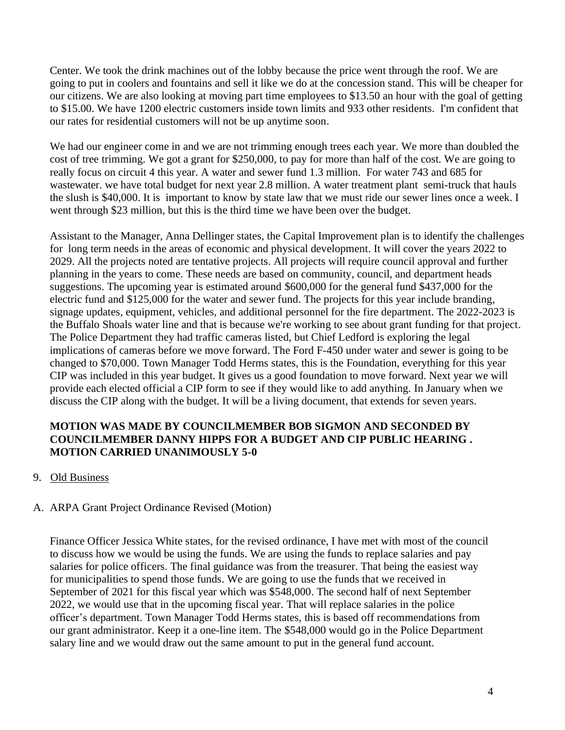Center. We took the drink machines out of the lobby because the price went through the roof. We are going to put in coolers and fountains and sell it like we do at the concession stand. This will be cheaper for our citizens. We are also looking at moving part time employees to $13.50 an hour with the goal of getting to $15.00. We have 1200 electric customers inside town limits and 933 other residents. I'm confident that our rates for residential customers will not be up anytime soon.

We had our engineer come in and we are not trimming enough trees each year. We more than doubled the cost of tree trimming. We got a grant for $250,000, to pay for more than half of the cost. We are going to really focus on circuit 4 this year. A water and sewer fund 1.3 million. For water 743 and 685 for wastewater. we have total budget for next year 2.8 million. A water treatment plant semi-truck that hauls the slush is $40,000. It is important to know by state law that we must ride our sewer lines once a week. I went through $23 million, but this is the third time we have been over the budget.

Assistant to the Manager, Anna Dellinger states, the Capital Improvement plan is to identify the challenges for long term needs in the areas of economic and physical development. It will cover the years 2022 to 2029. All the projects noted are tentative projects. All projects will require council approval and further planning in the years to come. These needs are based on community, council, and department heads suggestions. The upcoming year is estimated around $600,000 for the general fund $437,000 for the electric fund and $125,000 for the water and sewer fund. The projects for this year include branding, signage updates, equipment, vehicles, and additional personnel for the fire department. The 2022-2023 is the Buffalo Shoals water line and that is because we're working to see about grant funding for that project. The Police Department they had traffic cameras listed, but Chief Ledford is exploring the legal implications of cameras before we move forward. The Ford F-450 under water and sewer is going to be changed to $70,000. Town Manager Todd Herms states, this is the Foundation, everything for this year CIP was included in this year budget. It gives us a good foundation to move forward. Next year we will provide each elected official a CIP form to see if they would like to add anything. In January when we discuss the CIP along with the budget. It will be a living document, that extends for seven years.

**MOTION WAS MADE BY COUNCILMEMBER BOB SIGMON AND SECONDED BY COUNCILMEMBER DANNY HIPPS FOR A BUDGET AND CIP PUBLIC HEARING . MOTION CARRIED UNANIMOUSLY 5-0**

9. Old Business

A. ARPA Grant Project Ordinance Revised (Motion)

Finance Officer Jessica White states, for the revised ordinance, I have met with most of the council to discuss how we would be using the funds. We are using the funds to replace salaries and pay salaries for police officers. The final guidance was from the treasurer. That being the easiest way for municipalities to spend those funds. We are going to use the funds that we received in September of 2021 for this fiscal year which was $548,000. The second half of next September 2022, we would use that in the upcoming fiscal year. That will replace salaries in the police officer's department. Town Manager Todd Herms states, this is based off recommendations from our grant administrator. Keep it a one-line item. The $548,000 would go in the Police Department salary line and we would draw out the same amount to put in the general fund account.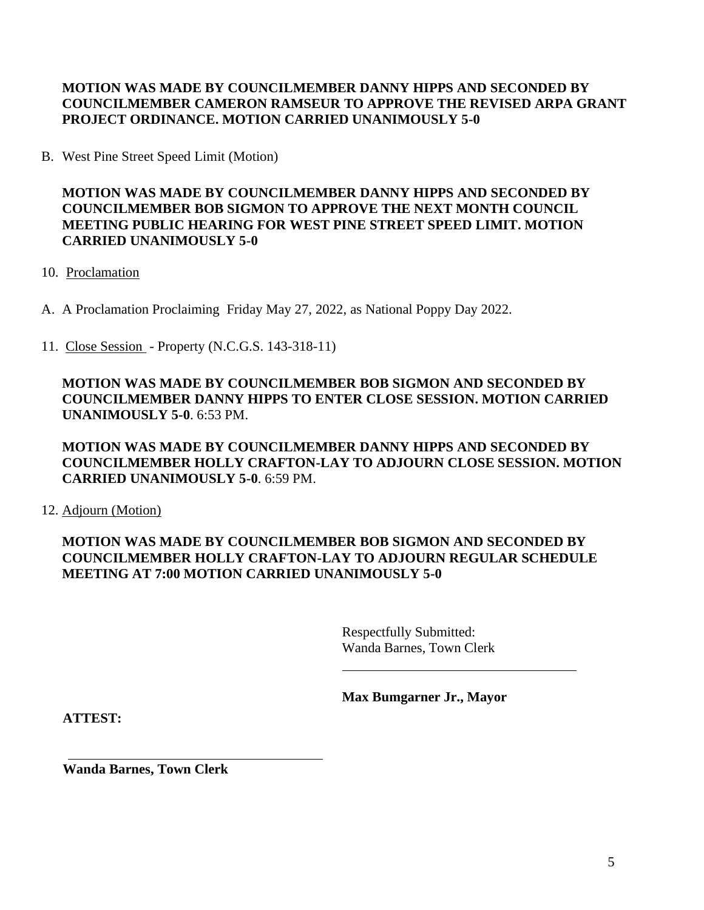**MOTION WAS MADE BY COUNCILMEMBER DANNY HIPPS AND SECONDED BY COUNCILMEMBER CAMERON RAMSEUR TO APPROVE THE REVISED ARPA GRANT PROJECT ORDINANCE. MOTION CARRIED UNANIMOUSLY 5-0**

B. West Pine Street Speed Limit (Motion)

**MOTION WAS MADE BY COUNCILMEMBER DANNY HIPPS AND SECONDED BY COUNCILMEMBER BOB SIGMON TO APPROVE THE NEXT MONTH COUNCIL MEETING PUBLIC HEARING FOR WEST PINE STREET SPEED LIMIT. MOTION CARRIED UNANIMOUSLY 5-0**

10. Proclamation

A. A Proclamation Proclaiming Friday May 27, 2022, as National Poppy Day 2022.

11. Close Session - Property (N.C.G.S. 143-318-11)

**MOTION WAS MADE BY COUNCILMEMBER BOB SIGMON AND SECONDED BY COUNCILMEMBER DANNY HIPPS TO ENTER CLOSE SESSION. MOTION CARRIED UNANIMOUSLY 5-0**. 6:53 PM.

**MOTION WAS MADE BY COUNCILMEMBER DANNY HIPPS AND SECONDED BY COUNCILMEMBER HOLLY CRAFTON-LAY TO ADJOURN CLOSE SESSION. MOTION CARRIED UNANIMOUSLY 5-0**. 6:59 PM.

12. Adjourn (Motion)

**MOTION WAS MADE BY COUNCILMEMBER BOB SIGMON AND SECONDED BY COUNCILMEMBER HOLLY CRAFTON-LAY TO ADJOURN REGULAR SCHEDULE MEETING AT 7:00 MOTION CARRIED UNANIMOUSLY 5-0**

Respectfully Submitted:
Wanda Barnes, Town Clerk

\_\_\_\_\_\_\_\_\_\_\_\_\_\_\_\_\_\_\_\_\_\_\_\_\_\_\_\_\_\_\_\_\_\_

**Max Bumgarner Jr., Mayor**

**ATTEST:**

\_\_\_\_\_\_\_\_\_\_\_\_\_\_\_\_\_\_\_\_\_\_\_\_\_\_\_\_\_\_\_\_\_\_

**Wanda Barnes, Town Clerk**